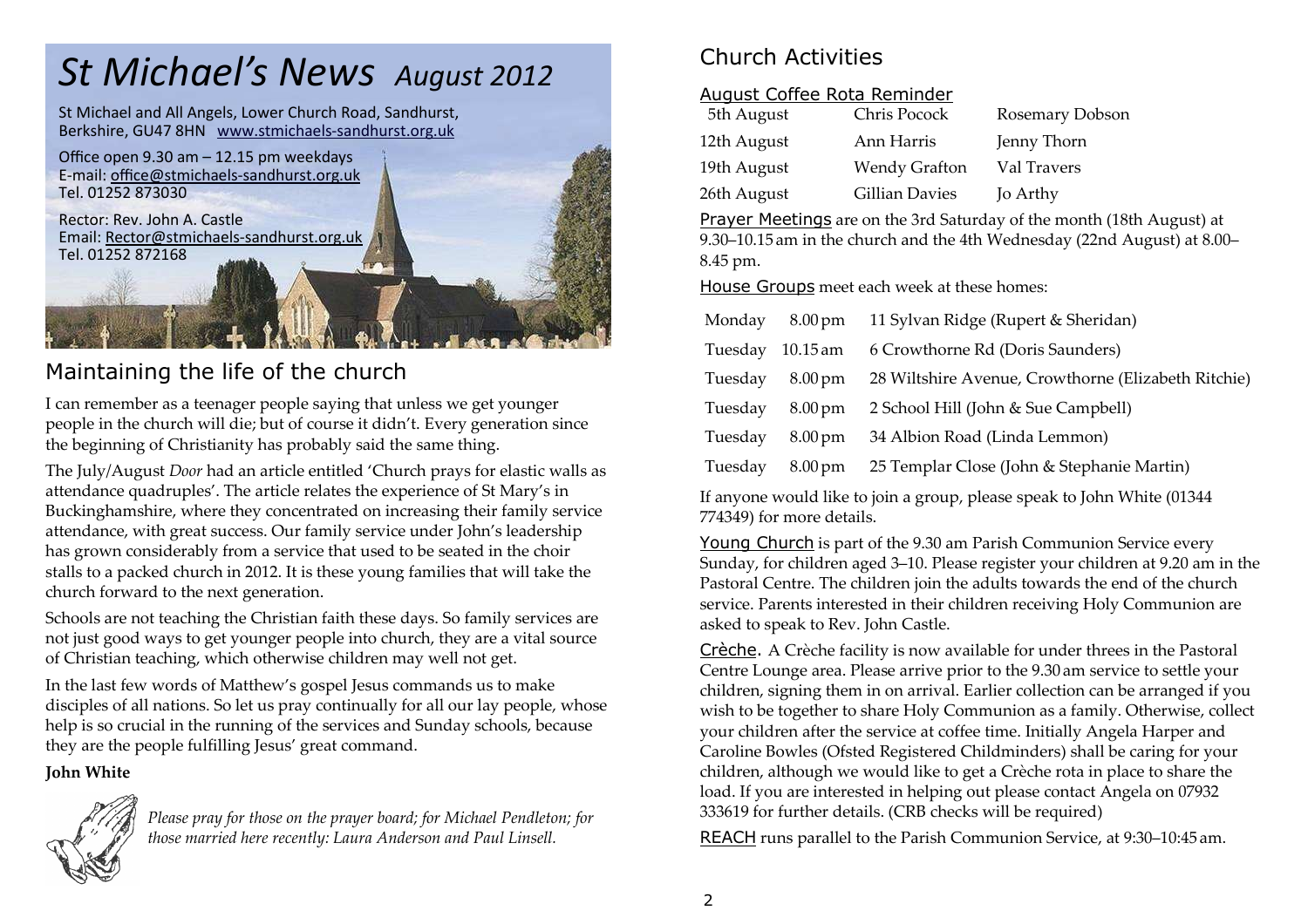# *St Michael's News* *August 2012*

St Michael and All Angels, Lower Church Road, Sandhurst, Berkshire, GU47 8HN www.stmichaels-sandhurst.org.uk

Office open 9.30 am – 12.15 pm weekdays
E-mail: office@stmichaels-sandhurst.org.uk
Tel. 01252 873030

Rector: Rev. John A. Castle
Email: Rector@stmichaels-sandhurst.org.uk
Tel. 01252 872168

## Maintaining the life of the church

I can remember as a teenager people saying that unless we get younger people in the church will die; but of course it didn't. Every generation since the beginning of Christianity has probably said the same thing.

The July/August *Door* had an article entitled 'Church prays for elastic walls as attendance quadruples'. The article relates the experience of St Mary's in Buckinghamshire, where they concentrated on increasing their family service attendance, with great success. Our family service under John's leadership has grown considerably from a service that used to be seated in the choir stalls to a packed church in 2012. It is these young families that will take the church forward to the next generation.

Schools are not teaching the Christian faith these days. So family services are not just good ways to get younger people into church, they are a vital source of Christian teaching, which otherwise children may well not get.

In the last few words of Matthew's gospel Jesus commands us to make disciples of all nations. So let us pray continually for all our lay people, whose help is so crucial in the running of the services and Sunday schools, because they are the people fulfilling Jesus' great command.

**John White**

*Please pray for those on the prayer board; for Michael Pendleton; for those married here recently: Laura Anderson and Paul Linsell.*

## Church Activities

### August Coffee Rota Reminder

| | | |
|---|---|---|
| 5th August | Chris Pocock | Rosemary Dobson |
| 12th August | Ann Harris | Jenny Thorn |
| 19th August | Wendy Grafton | Val Travers |
| 26th August | Gillian Davies | Jo Arthy |

Prayer Meetings are on the 3rd Saturday of the month (18th August) at 9.30–10.15 am in the church and the 4th Wednesday (22nd August) at 8.00–8.45 pm.

House Groups meet each week at these homes:

| | | |
|---|---|---|
| Monday | 8.00 pm | 11 Sylvan Ridge (Rupert & Sheridan) |
| Tuesday | 10.15 am | 6 Crowthorne Rd (Doris Saunders) |
| Tuesday | 8.00 pm | 28 Wiltshire Avenue, Crowthorne (Elizabeth Ritchie) |
| Tuesday | 8.00 pm | 2 School Hill (John & Sue Campbell) |
| Tuesday | 8.00 pm | 34 Albion Road (Linda Lemmon) |
| Tuesday | 8.00 pm | 25 Templar Close (John & Stephanie Martin) |

If anyone would like to join a group, please speak to John White (01344 774349) for more details.

Young Church is part of the 9.30 am Parish Communion Service every Sunday, for children aged 3–10. Please register your children at 9.20 am in the Pastoral Centre. The children join the adults towards the end of the church service. Parents interested in their children receiving Holy Communion are asked to speak to Rev. John Castle.

Crèche. A Crèche facility is now available for under threes in the Pastoral Centre Lounge area. Please arrive prior to the 9.30 am service to settle your children, signing them in on arrival. Earlier collection can be arranged if you wish to be together to share Holy Communion as a family. Otherwise, collect your children after the service at coffee time. Initially Angela Harper and Caroline Bowles (Ofsted Registered Childminders) shall be caring for your children, although we would like to get a Crèche rota in place to share the load. If you are interested in helping out please contact Angela on 07932 333619 for further details. (CRB checks will be required)

REACH runs parallel to the Parish Communion Service, at 9:30–10:45 am.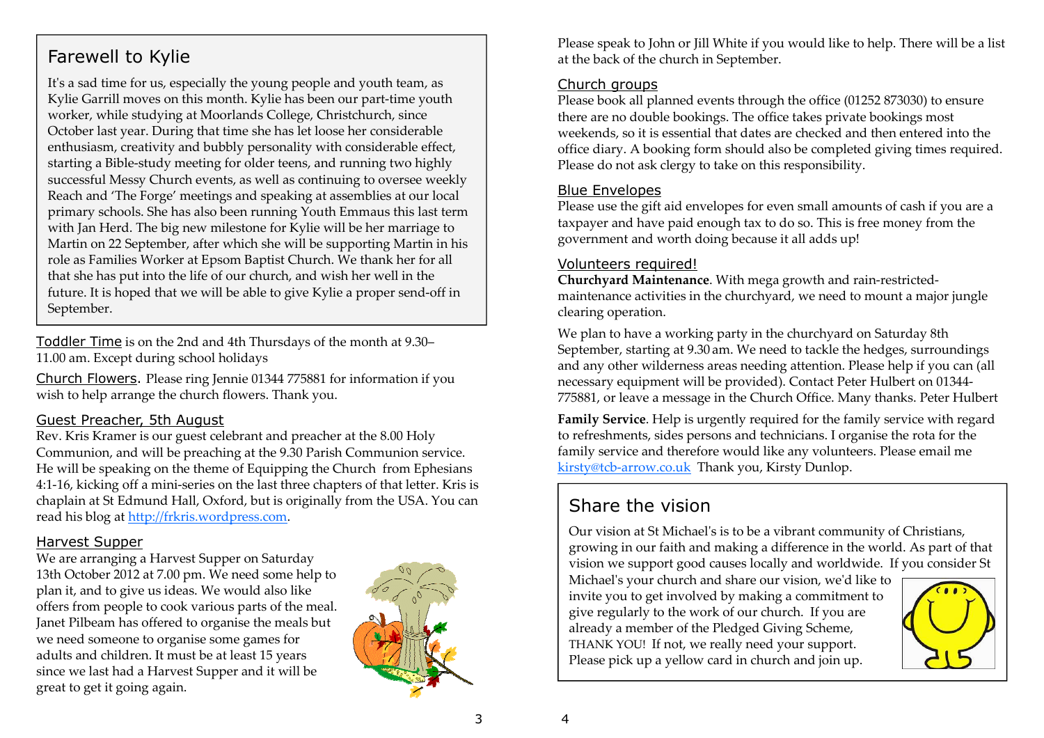## Farewell to Kylie

It's a sad time for us, especially the young people and youth team, as Kylie Garrill moves on this month. Kylie has been our part-time youth worker, while studying at Moorlands College, Christchurch, since October last year. During that time she has let loose her considerable enthusiasm, creativity and bubbly personality with considerable effect, starting a Bible-study meeting for older teens, and running two highly successful Messy Church events, as well as continuing to oversee weekly Reach and 'The Forge' meetings and speaking at assemblies at our local primary schools. She has also been running Youth Emmaus this last term with Jan Herd. The big new milestone for Kylie will be her marriage to Martin on 22 September, after which she will be supporting Martin in his role as Families Worker at Epsom Baptist Church. We thank her for all that she has put into the life of our church, and wish her well in the future. It is hoped that we will be able to give Kylie a proper send-off in September.

Toddler Time is on the 2nd and 4th Thursdays of the month at 9.30–11.00 am. Except during school holidays

Church Flowers. Please ring Jennie 01344 775881 for information if you wish to help arrange the church flowers. Thank you.

### Guest Preacher, 5th August

Rev. Kris Kramer is our guest celebrant and preacher at the 8.00 Holy Communion, and will be preaching at the 9.30 Parish Communion service. He will be speaking on the theme of Equipping the Church from Ephesians 4:1-16, kicking off a mini-series on the last three chapters of that letter. Kris is chaplain at St Edmund Hall, Oxford, but is originally from the USA. You can read his blog at http://frkris.wordpress.com.

### Harvest Supper

We are arranging a Harvest Supper on Saturday 13th October 2012 at 7.00 pm. We need some help to plan it, and to give us ideas. We would also like offers from people to cook various parts of the meal. Janet Pilbeam has offered to organise the meals but we need someone to organise some games for adults and children. It must be at least 15 years since we last had a Harvest Supper and it will be great to get it going again.

Please speak to John or Jill White if you would like to help. There will be a list at the back of the church in September.

### Church groups

Please book all planned events through the office (01252 873030) to ensure there are no double bookings. The office takes private bookings most weekends, so it is essential that dates are checked and then entered into the office diary. A booking form should also be completed giving times required. Please do not ask clergy to take on this responsibility.

### Blue Envelopes

Please use the gift aid envelopes for even small amounts of cash if you are a taxpayer and have paid enough tax to do so. This is free money from the government and worth doing because it all adds up!

### Volunteers required!

**Churchyard Maintenance**. With mega growth and rain-restricted-maintenance activities in the churchyard, we need to mount a major jungle clearing operation.

We plan to have a working party in the churchyard on Saturday 8th September, starting at 9.30 am. We need to tackle the hedges, surroundings and any other wilderness areas needing attention. Please help if you can (all necessary equipment will be provided). Contact Peter Hulbert on 01344-775881, or leave a message in the Church Office. Many thanks. Peter Hulbert

**Family Service**. Help is urgently required for the family service with regard to refreshments, sides persons and technicians. I organise the rota for the family service and therefore would like any volunteers. Please email me kirsty@tcb-arrow.co.uk Thank you, Kirsty Dunlop.

## Share the vision

Our vision at St Michael's is to be a vibrant community of Christians, growing in our faith and making a difference in the world. As part of that vision we support good causes locally and worldwide. If you consider St Michael's your church and share our vision, we'd like to invite you to get involved by making a commitment to give regularly to the work of our church. If you are already a member of the Pledged Giving Scheme, THANK YOU! If not, we really need your support. Please pick up a yellow card in church and join up.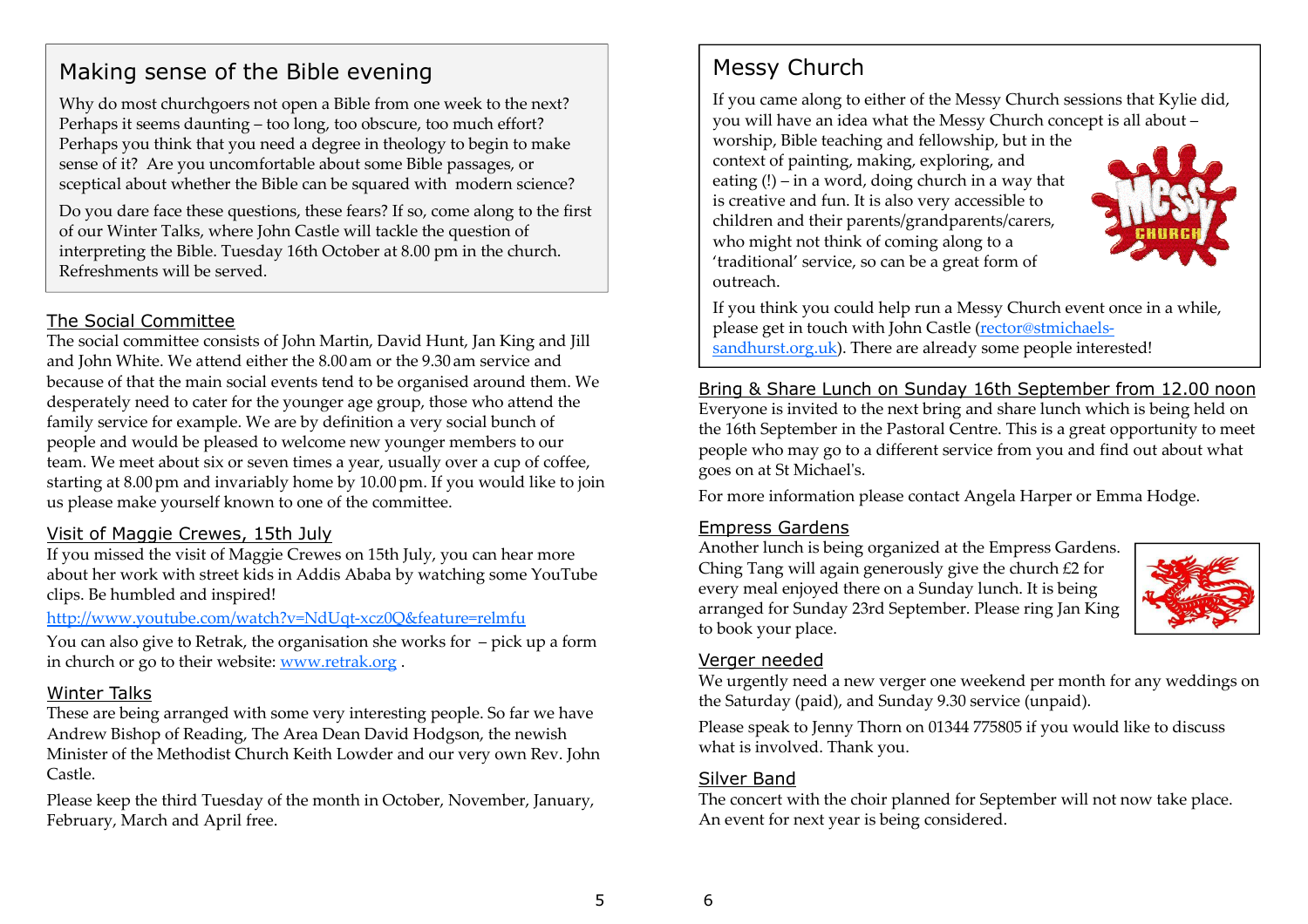## Making sense of the Bible evening

Why do most churchgoers not open a Bible from one week to the next? Perhaps it seems daunting – too long, too obscure, too much effort? Perhaps you think that you need a degree in theology to begin to make sense of it? Are you uncomfortable about some Bible passages, or sceptical about whether the Bible can be squared with modern science?

Do you dare face these questions, these fears? If so, come along to the first of our Winter Talks, where John Castle will tackle the question of interpreting the Bible. Tuesday 16th October at 8.00 pm in the church. Refreshments will be served.

## The Social Committee

The social committee consists of John Martin, David Hunt, Jan King and Jill and John White. We attend either the 8.00 am or the 9.30 am service and because of that the main social events tend to be organised around them. We desperately need to cater for the younger age group, those who attend the family service for example. We are by definition a very social bunch of people and would be pleased to welcome new younger members to our team. We meet about six or seven times a year, usually over a cup of coffee, starting at 8.00 pm and invariably home by 10.00 pm. If you would like to join us please make yourself known to one of the committee.

## Visit of Maggie Crewes, 15th July

If you missed the visit of Maggie Crewes on 15th July, you can hear more about her work with street kids in Addis Ababa by watching some YouTube clips. Be humbled and inspired!

http://www.youtube.com/watch?v=NdUqt-xcz0Q&feature=relmfu

You can also give to Retrak, the organisation she works for – pick up a form in church or go to their website: www.retrak.org .

## Winter Talks

These are being arranged with some very interesting people. So far we have Andrew Bishop of Reading, The Area Dean David Hodgson, the newish Minister of the Methodist Church Keith Lowder and our very own Rev. John Castle.

Please keep the third Tuesday of the month in October, November, January, February, March and April free.

## Messy Church

If you came along to either of the Messy Church sessions that Kylie did, you will have an idea what the Messy Church concept is all about – worship, Bible teaching and fellowship, but in the context of painting, making, exploring, and eating (!) – in a word, doing church in a way that is creative and fun. It is also very accessible to children and their parents/grandparents/carers, who might not think of coming along to a 'traditional' service, so can be a great form of outreach.

If you think you could help run a Messy Church event once in a while, please get in touch with John Castle (rector@stmichaels-sandhurst.org.uk). There are already some people interested!

## Bring & Share Lunch on Sunday 16th September from 12.00 noon

Everyone is invited to the next bring and share lunch which is being held on the 16th September in the Pastoral Centre. This is a great opportunity to meet people who may go to a different service from you and find out about what goes on at St Michael's.

For more information please contact Angela Harper or Emma Hodge.

## Empress Gardens

Another lunch is being organized at the Empress Gardens. Ching Tang will again generously give the church £2 for every meal enjoyed there on a Sunday lunch. It is being arranged for Sunday 23rd September. Please ring Jan King to book your place.

## Verger needed

We urgently need a new verger one weekend per month for any weddings on the Saturday (paid), and Sunday 9.30 service (unpaid).

Please speak to Jenny Thorn on 01344 775805 if you would like to discuss what is involved. Thank you.

## Silver Band

The concert with the choir planned for September will not now take place. An event for next year is being considered.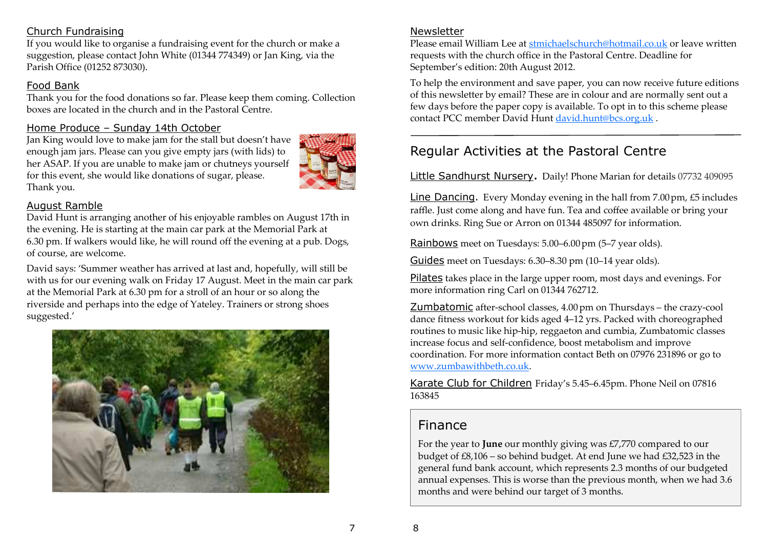### Church Fundraising

If you would like to organise a fundraising event for the church or make a suggestion, please contact John White (01344 774349) or Jan King, via the Parish Office (01252 873030).

### Food Bank

Thank you for the food donations so far. Please keep them coming. Collection boxes are located in the church and in the Pastoral Centre.

### Home Produce – Sunday 14th October

Jan King would love to make jam for the stall but doesn't have enough jam jars. Please can you give empty jars (with lids) to her ASAP. If you are unable to make jam or chutneys yourself for this event, she would like donations of sugar, please. Thank you.

### August Ramble

David Hunt is arranging another of his enjoyable rambles on August 17th in the evening. He is starting at the main car park at the Memorial Park at 6.30 pm. If walkers would like, he will round off the evening at a pub. Dogs, of course, are welcome.

David says: 'Summer weather has arrived at last and, hopefully, will still be with us for our evening walk on Friday 17 August. Meet in the main car park at the Memorial Park at 6.30 pm for a stroll of an hour or so along the riverside and perhaps into the edge of Yateley. Trainers or strong shoes suggested.'

### Newsletter

Please email William Lee at stmichaelschurch@hotmail.co.uk or leave written requests with the church office in the Pastoral Centre. Deadline for September's edition: 20th August 2012.

To help the environment and save paper, you can now receive future editions of this newsletter by email? These are in colour and are normally sent out a few days before the paper copy is available. To opt in to this scheme please contact PCC member David Hunt david.hunt@bcs.org.uk .

## Regular Activities at the Pastoral Centre

**Little Sandhurst Nursery.** Daily! Phone Marian for details 07732 409095

**Line Dancing.** Every Monday evening in the hall from 7.00 pm, £5 includes raffle. Just come along and have fun. Tea and coffee available or bring your own drinks. Ring Sue or Arron on 01344 485097 for information.

**Rainbows** meet on Tuesdays: 5.00–6.00 pm (5–7 year olds).

**Guides** meet on Tuesdays: 6.30–8.30 pm (10–14 year olds).

**Pilates** takes place in the large upper room, most days and evenings. For more information ring Carl on 01344 762712.

**Zumbatomic** after-school classes, 4.00 pm on Thursdays – the crazy-cool dance fitness workout for kids aged 4–12 yrs. Packed with choreographed routines to music like hip-hip, reggaeton and cumbia, Zumbatomic classes increase focus and self-confidence, boost metabolism and improve coordination. For more information contact Beth on 07976 231896 or go to www.zumbawithbeth.co.uk.

**Karate Club for Children** Friday's 5.45–6.45pm. Phone Neil on 07816 163845

## Finance

For the year to **June** our monthly giving was £7,770 compared to our budget of £8,106 – so behind budget. At end June we had £32,523 in the general fund bank account, which represents 2.3 months of our budgeted annual expenses. This is worse than the previous month, when we had 3.6 months and were behind our target of 3 months.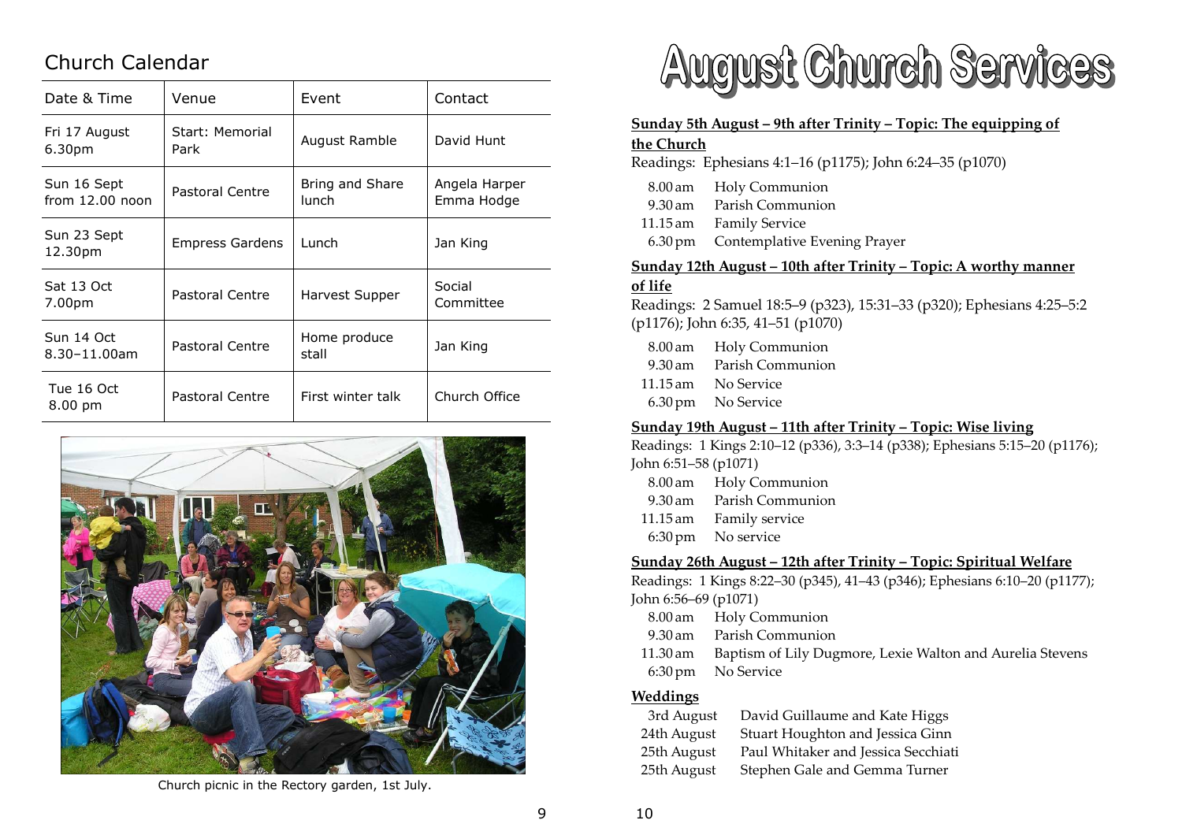## Church Calendar

| Date & Time | Venue | Event | Contact |
|---|---|---|---|
| Fri 17 August 6.30pm | Start: Memorial Park | August Ramble | David Hunt |
| Sun 16 Sept from 12.00 noon | Pastoral Centre | Bring and Share lunch | Angela Harper Emma Hodge |
| Sun 23 Sept 12.30pm | Empress Gardens | Lunch | Jan King |
| Sat 13 Oct 7.00pm | Pastoral Centre | Harvest Supper | Social Committee |
| Sun 14 Oct 8.30–11.00am | Pastoral Centre | Home produce stall | Jan King |
| Tue 16 Oct 8.00 pm | Pastoral Centre | First winter talk | Church Office |

Church picnic in the Rectory garden, 1st July.

# August Church Services

**Sunday 5th August – 9th after Trinity – Topic: The equipping of the Church**

Readings: Ephesians 4:1–16 (p1175); John 6:24–35 (p1070)

- 8.00 am Holy Communion
- 9.30 am Parish Communion
- 11.15 am Family Service
- 6.30 pm Contemplative Evening Prayer

**Sunday 12th August – 10th after Trinity – Topic: A worthy manner of life**

Readings: 2 Samuel 18:5–9 (p323), 15:31–33 (p320); Ephesians 4:25–5:2 (p1176); John 6:35, 41–51 (p1070)

- 8.00 am Holy Communion
- 9.30 am Parish Communion
- 11.15 am No Service
- 6.30 pm No Service

**Sunday 19th August – 11th after Trinity – Topic: Wise living**

Readings: 1 Kings 2:10–12 (p336), 3:3–14 (p338); Ephesians 5:15–20 (p1176); John 6:51–58 (p1071)

- 8.00 am Holy Communion
- 9.30 am Parish Communion
- 11.15 am Family service
- 6:30 pm No service

**Sunday 26th August – 12th after Trinity – Topic: Spiritual Welfare**

Readings: 1 Kings 8:22–30 (p345), 41–43 (p346); Ephesians 6:10–20 (p1177); John 6:56–69 (p1071)

- 8.00 am Holy Communion
- 9.30 am Parish Communion
- 11.30 am Baptism of Lily Dugmore, Lexie Walton and Aurelia Stevens
- 6:30 pm No Service

**Weddings**

- 3rd August David Guillaume and Kate Higgs
- 24th August Stuart Houghton and Jessica Ginn
- 25th August Paul Whitaker and Jessica Secchiati
- 25th August Stephen Gale and Gemma Turner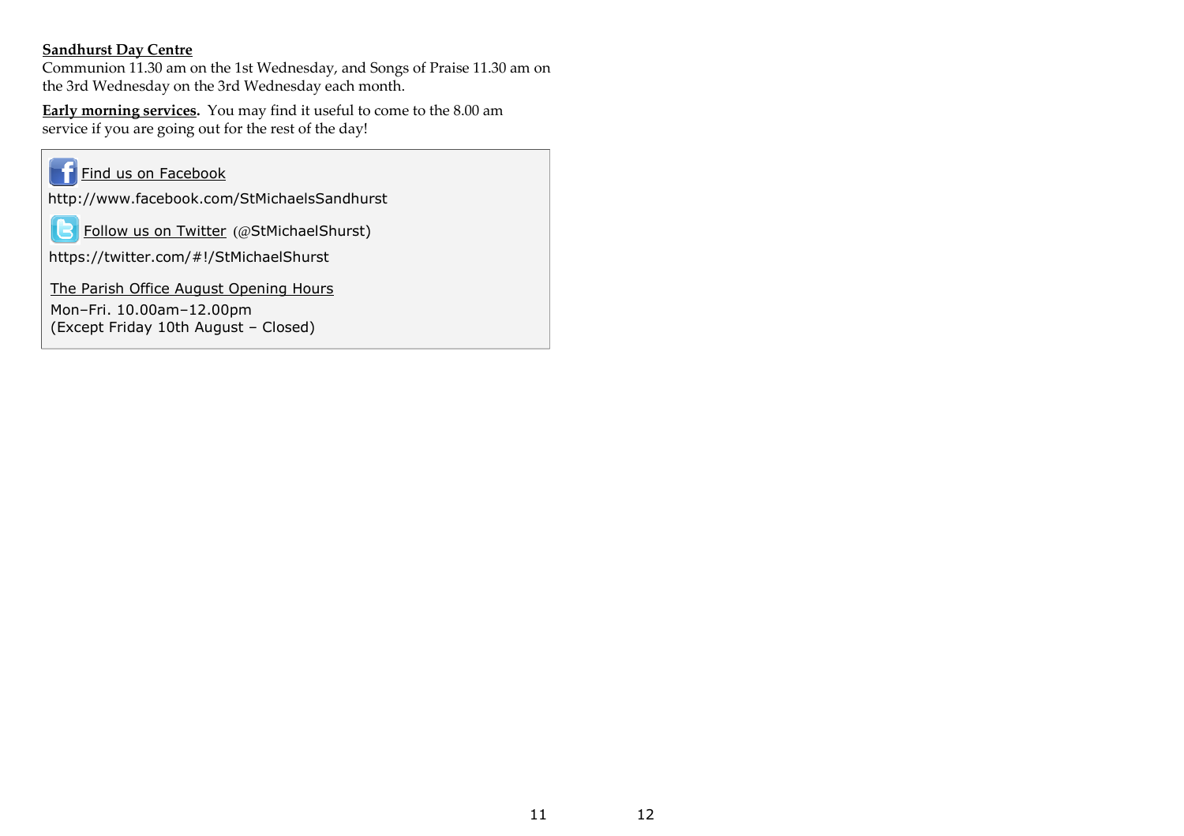**Sandhurst Day Centre**
Communion 11.30 am on the 1st Wednesday, and Songs of Praise 11.30 am on the 3rd Wednesday on the 3rd Wednesday each month.

**Early morning services.** You may find it useful to come to the 8.00 am service if you are going out for the rest of the day!

Find us on Facebook

http://www.facebook.com/StMichaelsSandhurst

Follow us on Twitter (@StMichaelShurst)

https://twitter.com/#!/StMichaelShurst

The Parish Office August Opening Hours

Mon–Fri. 10.00am–12.00pm
(Except Friday 10th August – Closed)